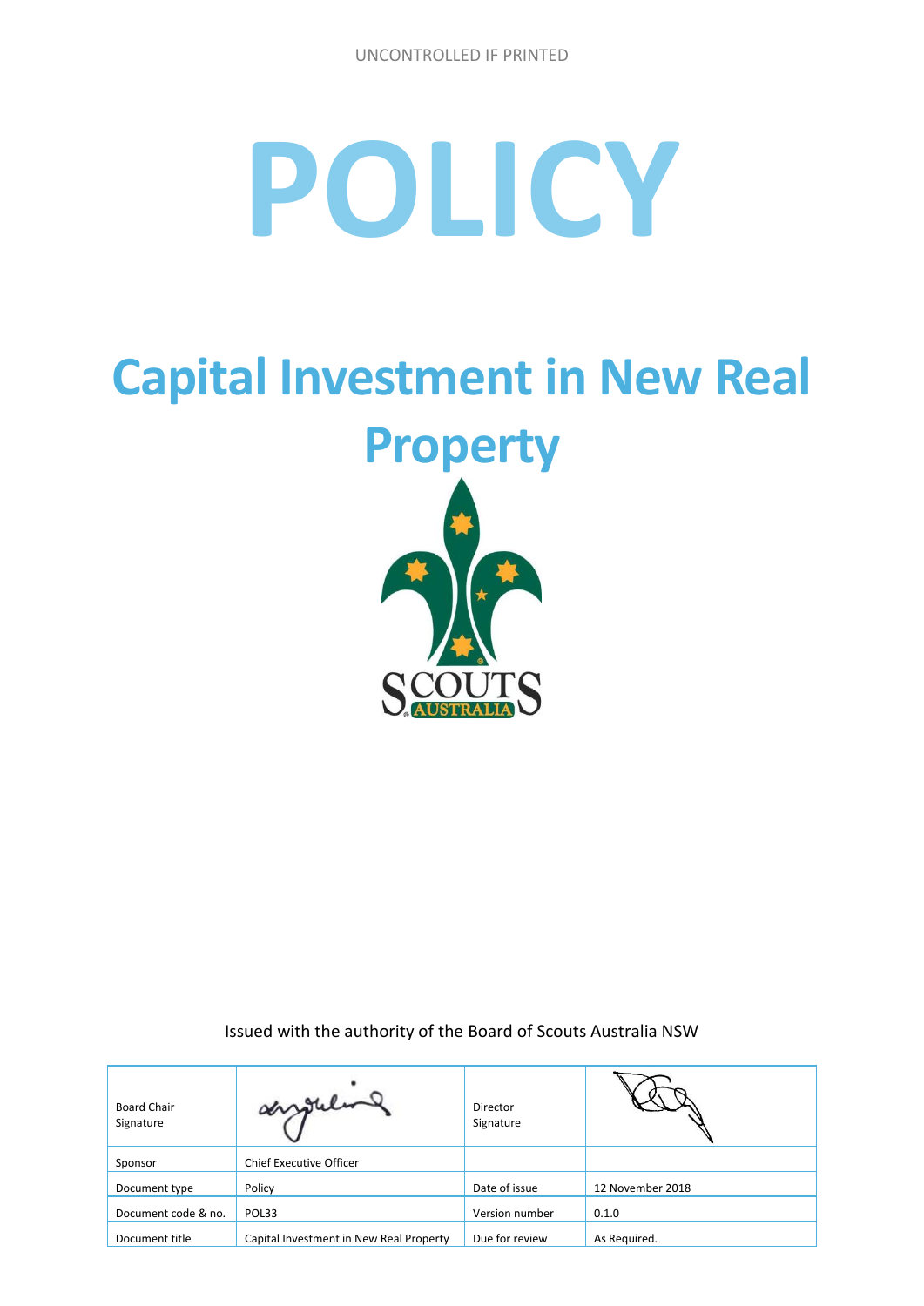UNCONTROLLED IF PRINTED

# POLICY

# Capital Investment in New Real Property

Issued with the authority of the Board of Scouts Australia NSW

| Board Chair Signature | | Director Signature | |
|---|---|---|---|
| Sponsor | Chief Executive Officer | | |
| Document type | Policy | Date of issue | 12 November 2018 |
| Document code & no. | POL33 | Version number | 0.1.0 |
| Document title | Capital Investment in New Real Property | Due for review | As Required. |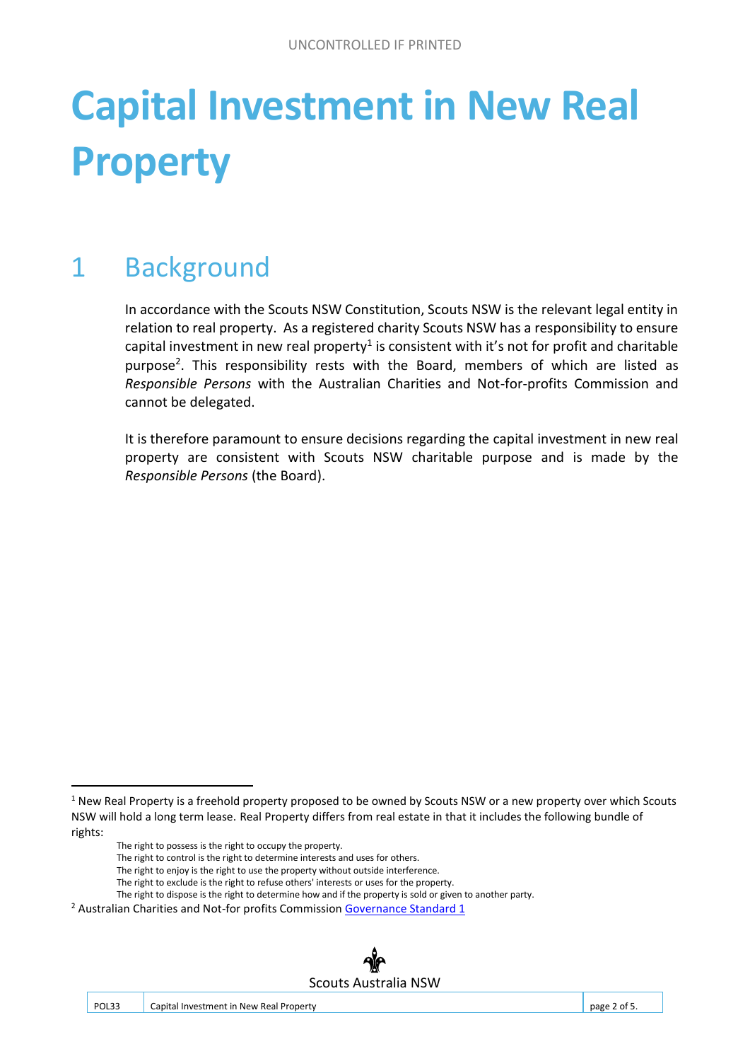# Capital Investment in New Real Property

## 1 Background

In accordance with the Scouts NSW Constitution, Scouts NSW is the relevant legal entity in relation to real property. As a registered charity Scouts NSW has a responsibility to ensure capital investment in new real property[1] is consistent with it's not for profit and charitable purpose[2]. This responsibility rests with the Board, members of which are listed as *Responsible Persons* with the Australian Charities and Not-for-profits Commission and cannot be delegated.

It is therefore paramount to ensure decisions regarding the capital investment in new real property are consistent with Scouts NSW charitable purpose and is made by the *Responsible Persons* (the Board).

---

[1] New Real Property is a freehold property proposed to be owned by Scouts NSW or a new property over which Scouts NSW will hold a long term lease. Real Property differs from real estate in that it includes the following bundle of rights:

- The right to possess is the right to occupy the property.
- The right to control is the right to determine interests and uses for others.
- The right to enjoy is the right to use the property without outside interference.
- The right to exclude is the right to refuse others' interests or uses for the property.
- The right to dispose is the right to determine how and if the property is sold or given to another party.

[2] Australian Charities and Not-for profits Commission [Governance Standard 1]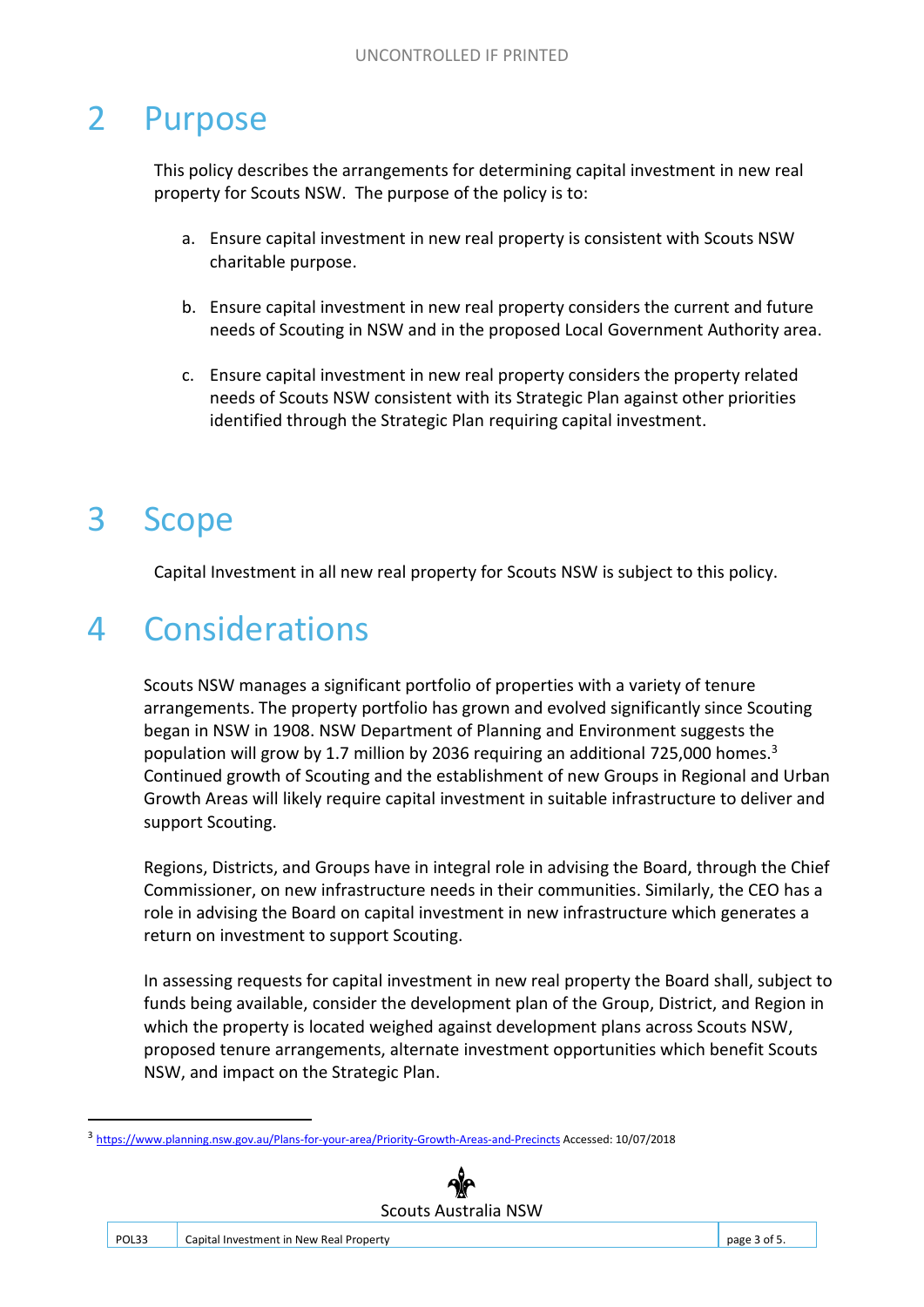# 2 Purpose

This policy describes the arrangements for determining capital investment in new real property for Scouts NSW. The purpose of the policy is to:

a. Ensure capital investment in new real property is consistent with Scouts NSW charitable purpose.

b. Ensure capital investment in new real property considers the current and future needs of Scouting in NSW and in the proposed Local Government Authority area.

c. Ensure capital investment in new real property considers the property related needs of Scouts NSW consistent with its Strategic Plan against other priorities identified through the Strategic Plan requiring capital investment.

# 3 Scope

Capital Investment in all new real property for Scouts NSW is subject to this policy.

# 4 Considerations

Scouts NSW manages a significant portfolio of properties with a variety of tenure arrangements. The property portfolio has grown and evolved significantly since Scouting began in NSW in 1908. NSW Department of Planning and Environment suggests the population will grow by 1.7 million by 2036 requiring an additional 725,000 homes.[3] Continued growth of Scouting and the establishment of new Groups in Regional and Urban Growth Areas will likely require capital investment in suitable infrastructure to deliver and support Scouting.

Regions, Districts, and Groups have in integral role in advising the Board, through the Chief Commissioner, on new infrastructure needs in their communities. Similarly, the CEO has a role in advising the Board on capital investment in new infrastructure which generates a return on investment to support Scouting.

In assessing requests for capital investment in new real property the Board shall, subject to funds being available, consider the development plan of the Group, District, and Region in which the property is located weighed against development plans across Scouts NSW, proposed tenure arrangements, alternate investment opportunities which benefit Scouts NSW, and impact on the Strategic Plan.

[3] https://www.planning.nsw.gov.au/Plans-for-your-area/Priority-Growth-Areas-and-Precincts Accessed: 10/07/2018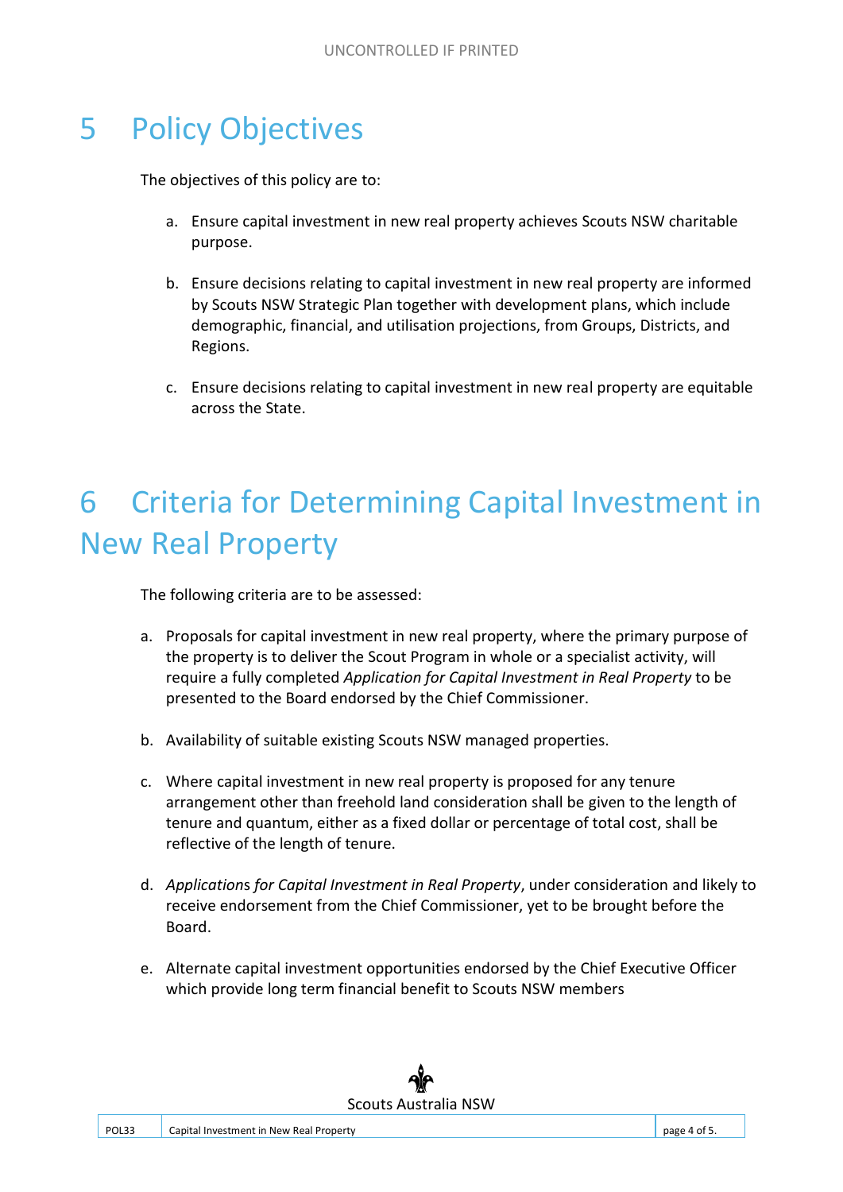# 5 Policy Objectives

The objectives of this policy are to:

a. Ensure capital investment in new real property achieves Scouts NSW charitable purpose.

b. Ensure decisions relating to capital investment in new real property are informed by Scouts NSW Strategic Plan together with development plans, which include demographic, financial, and utilisation projections, from Groups, Districts, and Regions.

c. Ensure decisions relating to capital investment in new real property are equitable across the State.

# 6 Criteria for Determining Capital Investment in New Real Property

The following criteria are to be assessed:

a. Proposals for capital investment in new real property, where the primary purpose of the property is to deliver the Scout Program in whole or a specialist activity, will require a fully completed *Application for Capital Investment in Real Property* to be presented to the Board endorsed by the Chief Commissioner.

b. Availability of suitable existing Scouts NSW managed properties.

c. Where capital investment in new real property is proposed for any tenure arrangement other than freehold land consideration shall be given to the length of tenure and quantum, either as a fixed dollar or percentage of total cost, shall be reflective of the length of tenure.

d. *Applications for Capital Investment in Real Property*, under consideration and likely to receive endorsement from the Chief Commissioner, yet to be brought before the Board.

e. Alternate capital investment opportunities endorsed by the Chief Executive Officer which provide long term financial benefit to Scouts NSW members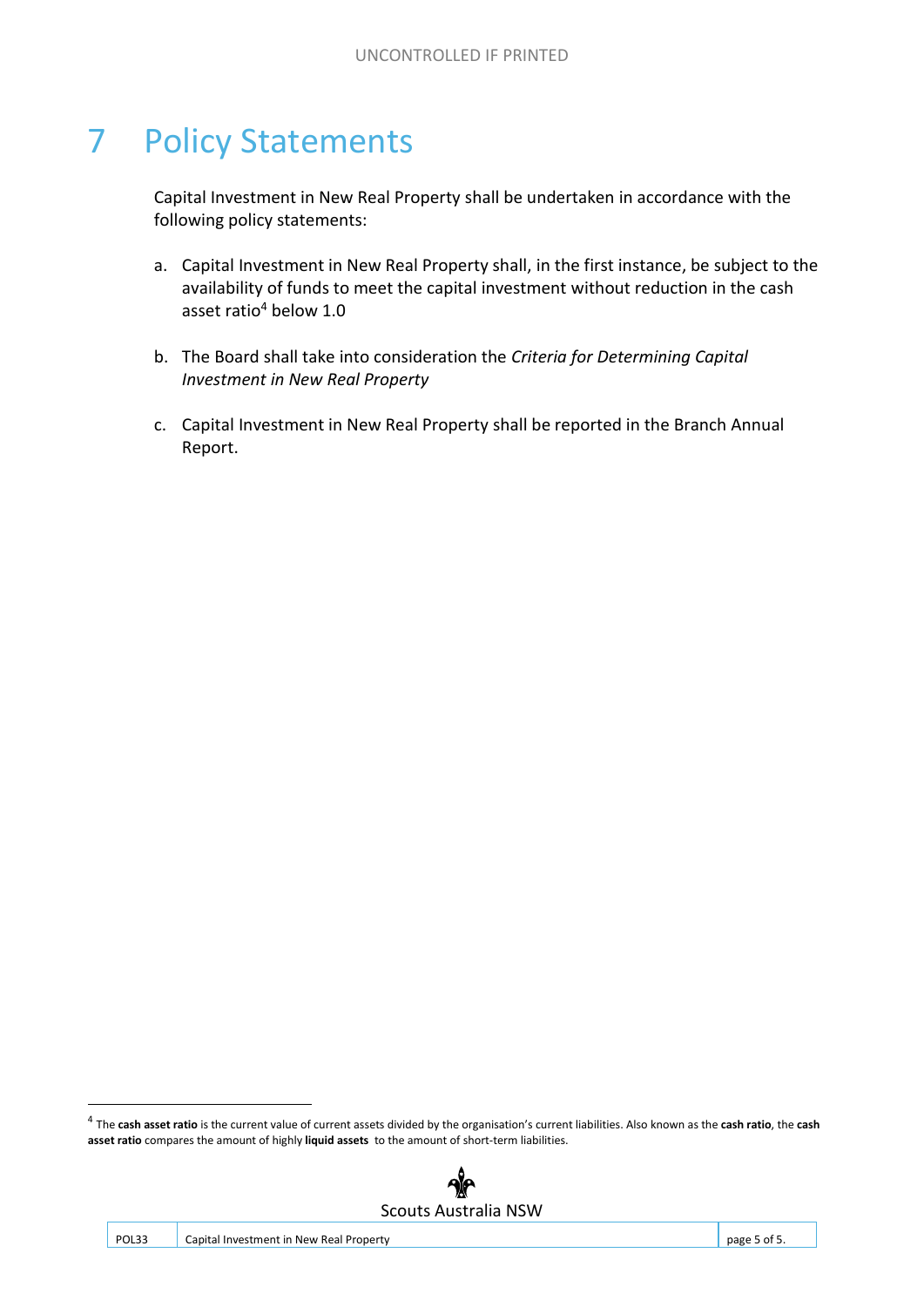# 7 Policy Statements

Capital Investment in New Real Property shall be undertaken in accordance with the following policy statements:

a. Capital Investment in New Real Property shall, in the first instance, be subject to the availability of funds to meet the capital investment without reduction in the cash asset ratio[4] below 1.0

b. The Board shall take into consideration the *Criteria for Determining Capital Investment in New Real Property*

c. Capital Investment in New Real Property shall be reported in the Branch Annual Report.

[4] The **cash asset ratio** is the current value of current assets divided by the organisation's current liabilities. Also known as the **cash ratio**, the **cash asset ratio** compares the amount of highly **liquid assets** to the amount of short-term liabilities.